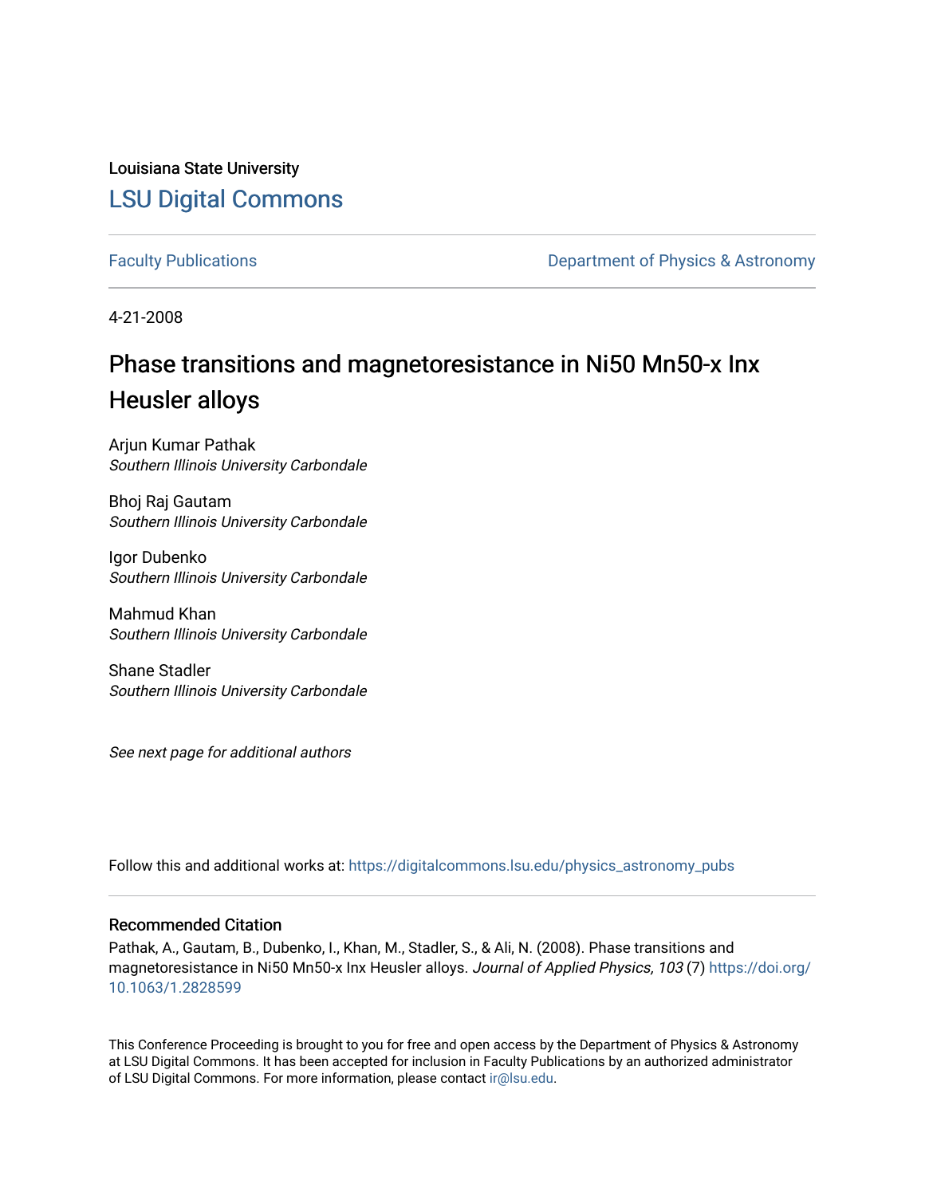Louisiana State University

LSU Digital Commons

Faculty Publications

Department of Physics & Astronomy

4-21-2008

# Phase transitions and magnetoresistance in Ni50 Mn50-x Inx Heusler alloys

Arjun Kumar Pathak
*Southern Illinois University Carbondale*

Bhoj Raj Gautam
*Southern Illinois University Carbondale*

Igor Dubenko
*Southern Illinois University Carbondale*

Mahmud Khan
*Southern Illinois University Carbondale*

Shane Stadler
*Southern Illinois University Carbondale*

*See next page for additional authors*

Follow this and additional works at: https://digitalcommons.lsu.edu/physics_astronomy_pubs

## Recommended Citation

Pathak, A., Gautam, B., Dubenko, I., Khan, M., Stadler, S., & Ali, N. (2008). Phase transitions and magnetoresistance in Ni50 Mn50-x Inx Heusler alloys. *Journal of Applied Physics, 103* (7) https://doi.org/10.1063/1.2828599

This Conference Proceeding is brought to you for free and open access by the Department of Physics & Astronomy at LSU Digital Commons. It has been accepted for inclusion in Faculty Publications by an authorized administrator of LSU Digital Commons. For more information, please contact ir@lsu.edu.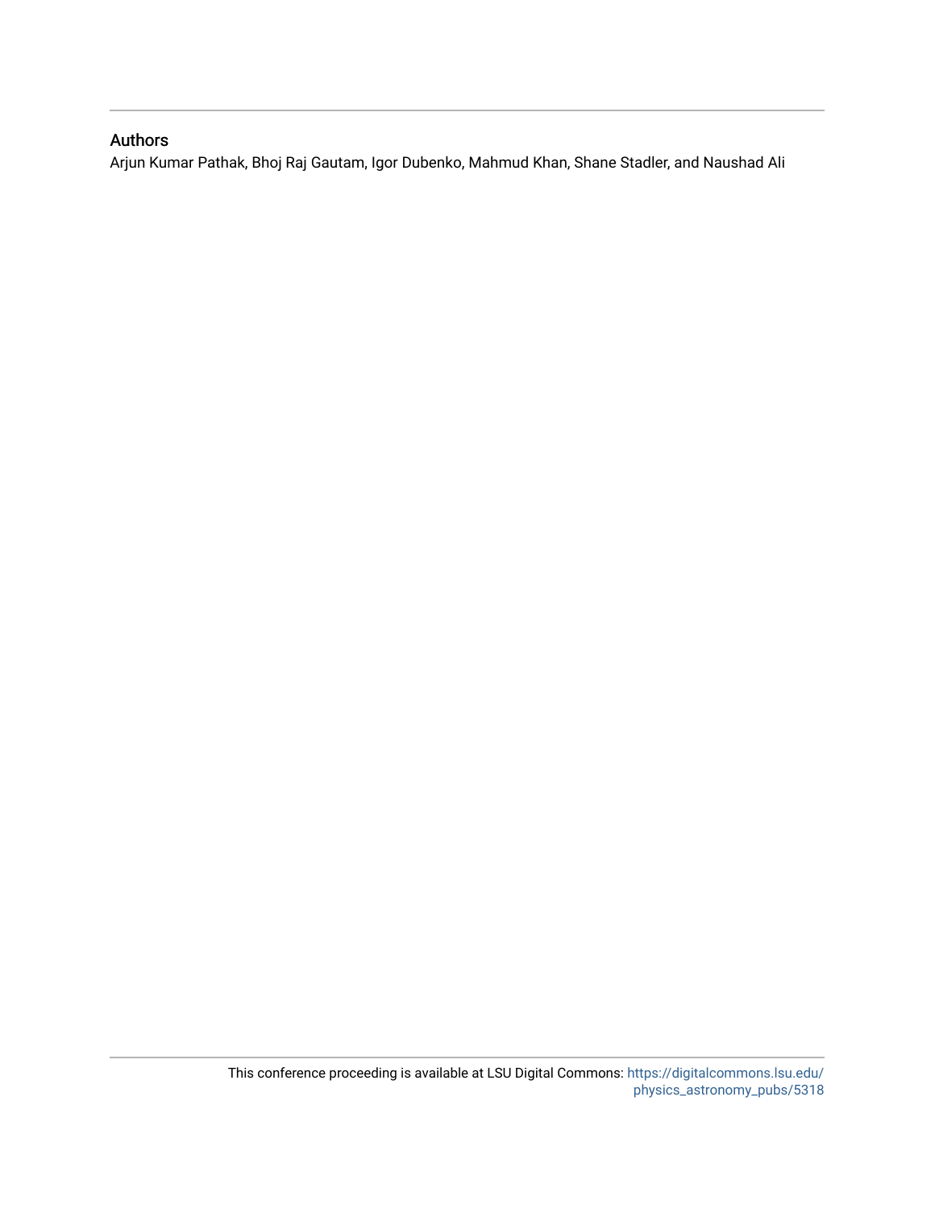## Authors

Arjun Kumar Pathak, Bhoj Raj Gautam, Igor Dubenko, Mahmud Khan, Shane Stadler, and Naushad Ali

This conference proceeding is available at LSU Digital Commons: https://digitalcommons.lsu.edu/physics_astronomy_pubs/5318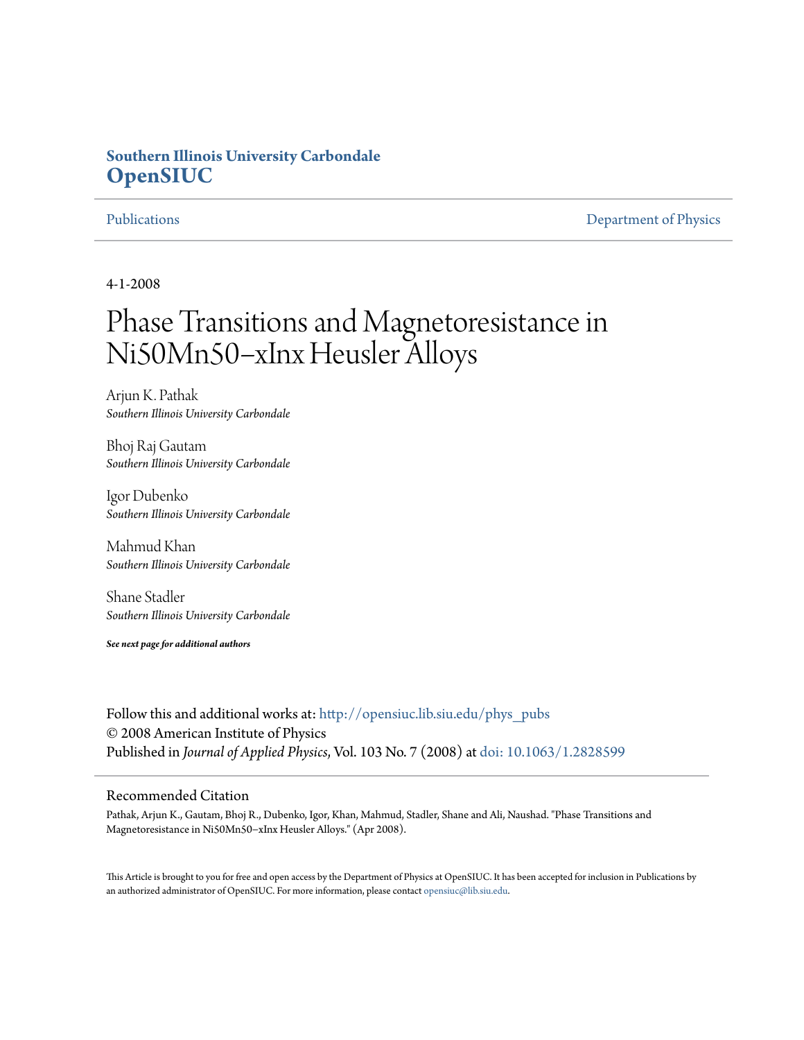Southern Illinois University Carbondale
**OpenSIUC**

Publications | Department of Physics

4-1-2008

# Phase Transitions and Magnetoresistance in Ni50Mn50−xInx Heusler Alloys

Arjun K. Pathak
*Southern Illinois University Carbondale*

Bhoj Raj Gautam
*Southern Illinois University Carbondale*

Igor Dubenko
*Southern Illinois University Carbondale*

Mahmud Khan
*Southern Illinois University Carbondale*

Shane Stadler
*Southern Illinois University Carbondale*

***See next page for additional authors***

Follow this and additional works at: http://opensiuc.lib.siu.edu/phys_pubs
© 2008 American Institute of Physics
Published in *Journal of Applied Physics*, Vol. 103 No. 7 (2008) at doi: 10.1063/1.2828599

## Recommended Citation

Pathak, Arjun K., Gautam, Bhoj R., Dubenko, Igor, Khan, Mahmud, Stadler, Shane and Ali, Naushad. "Phase Transitions and Magnetoresistance in Ni50Mn50−xInx Heusler Alloys." (Apr 2008).

This Article is brought to you for free and open access by the Department of Physics at OpenSIUC. It has been accepted for inclusion in Publications by an authorized administrator of OpenSIUC. For more information, please contact opensiuc@lib.siu.edu.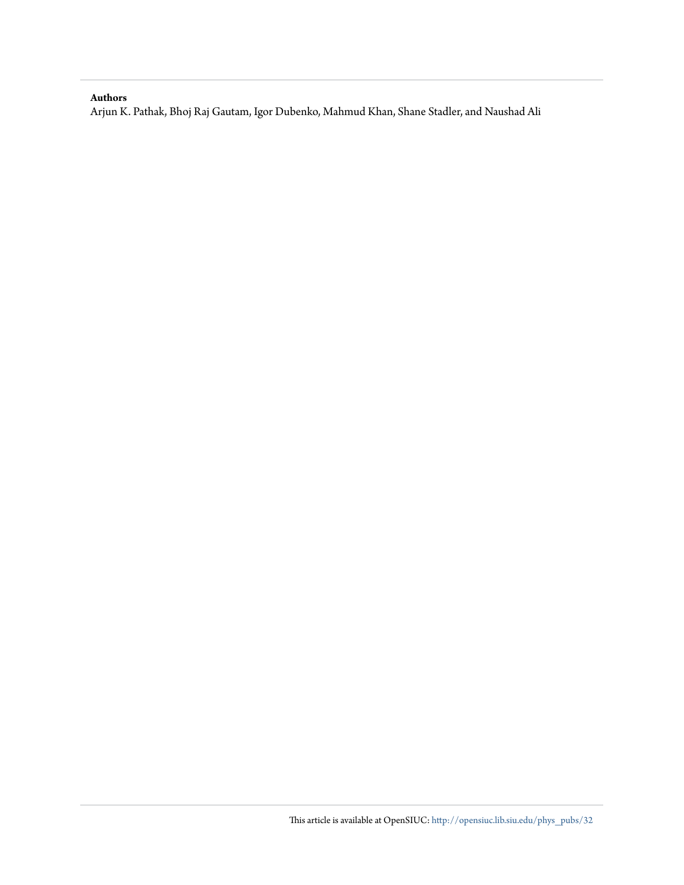**Authors**

Arjun K. Pathak, Bhoj Raj Gautam, Igor Dubenko, Mahmud Khan, Shane Stadler, and Naushad Ali

This article is available at OpenSIUC: http://opensiuc.lib.siu.edu/phys_pubs/32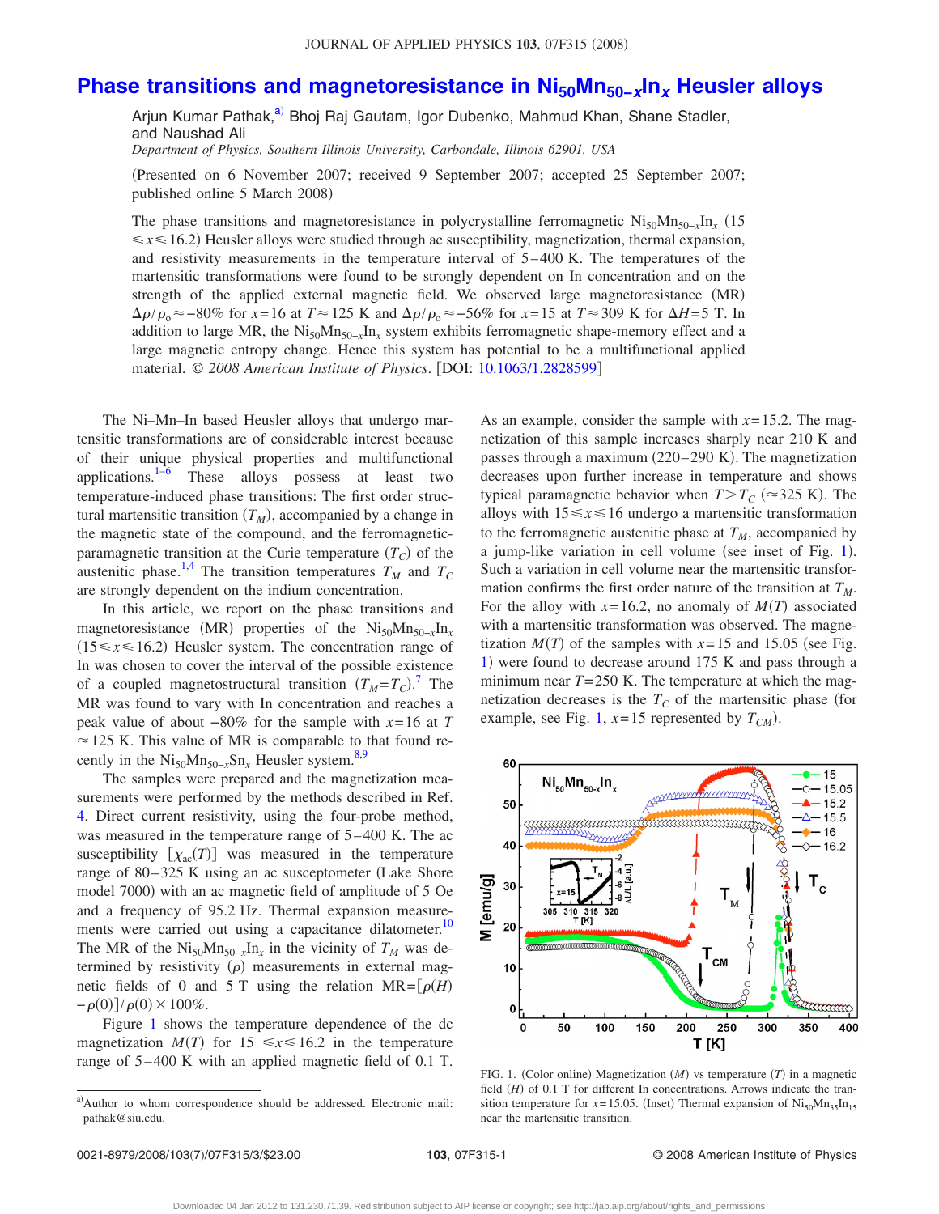# Phase transitions and magnetoresistance in $Ni_{50}Mn_{50-x}In_x$ Heusler alloys

Arjun Kumar Pathak,[a] Bhoj Raj Gautam, Igor Dubenko, Mahmud Khan, Shane Stadler, and Naushad Ali

*Department of Physics, Southern Illinois University, Carbondale, Illinois 62901, USA*

(Presented on 6 November 2007; received 9 September 2007; accepted 25 September 2007; published online 5 March 2008)

The phase transitions and magnetoresistance in polycrystalline ferromagnetic $Ni_{50}Mn_{50-x}In_x$ ($15 \leq x \leq 16.2$) Heusler alloys were studied through ac susceptibility, magnetization, thermal expansion, and resistivity measurements in the temperature interval of 5–400 K. The temperatures of the martensitic transformation were found to be strongly dependent on In concentration and on the strength of the applied external magnetic field. We observed large magnetoresistance (MR) $\Delta\rho/\rho_o \approx -80\%$ for $x=16$ at $T \approx 125$ K and $\Delta\rho/\rho_o \approx -56\%$ for $x=15$ at $T \approx 309$ K for $\Delta H=5$ T. In addition to large MR, the $Ni_{50}Mn_{50-x}In_x$ system exhibits ferromagnetic shape-memory effect and a large magnetic entropy change. Hence this system has potential to be a multifunctional applied material. © *2008 American Institute of Physics*. [DOI: 10.1063/1.2828599]

The Ni–Mn–In based Heusler alloys that undergo martensitic transformations are of considerable interest because of their unique physical properties and multifunctional applications.[1–6] These alloys possess at least two temperature-induced phase transitions: The first order structural martensitic transition ($T_M$), accompanied by a change in the magnetic state of the compound, and the ferromagnetic-paramagnetic transition at the Curie temperature ($T_C$) of the austenitic phase.[1,4] The transition temperatures $T_M$ and $T_C$ are strongly dependent on the indium concentration.

In this article, we report on the phase transitions and magnetoresistance (MR) properties of the $Ni_{50}Mn_{50-x}In_x$ ($15 \leq x \leq 16.2$) Heusler system. The concentration range of In was chosen to cover the interval of the possible existence of a coupled magnetostructural transition ($T_M = T_C$).[7] The MR was found to vary with In concentration and reaches a peak value of about $-80\%$ for the sample with $x=16$ at $T \approx 125$ K. This value of MR is comparable to that found recently in the $Ni_{50}Mn_{50-x}Sn_x$ Heusler system.[8,9]

The samples were prepared and the magnetization measurements were performed by the methods described in Ref. 4. Direct current resistivity, using the four-probe method, was measured in the temperature range of 5–400 K. The ac susceptibility [$\chi_{ac}(T)$] was measured in the temperature range of 80–325 K using an ac susceptometer (Lake Shore model 7000) with an ac magnetic field of amplitude of 5 Oe and a frequency of 95.2 Hz. Thermal expansion measurements were carried out using a capacitance dilatometer.[10] The MR of the $Ni_{50}Mn_{50-x}In_x$ in the vicinity of $T_M$ was determined by resistivity ($\rho$) measurements in external magnetic fields of 0 and 5 T using the relation $\text{MR}=[\rho(H)-\rho(0)]/\rho(0) \times 100\%$.

Figure 1 shows the temperature dependence of the dc magnetization $M(T)$ for $15 \leq x \leq 16.2$ in the temperature range of 5–400 K with an applied magnetic field of 0.1 T. As an example, consider the sample with $x=15.2$. The magnetization of this sample increases sharply near 210 K and passes through a maximum (220–290 K). The magnetization decreases upon further increase in temperature and shows typical paramagnetic behavior when $T > T_C$ ($\approx 325$ K). The alloys with $15 \leq x \leq 16$ undergo a martensitic transformation to the ferromagnetic austenitic phase at $T_M$, accompanied by a jump-like variation in cell volume (see inset of Fig. 1). Such a variation in cell volume near the martensitic transformation confirms the first order nature of the transition at $T_M$. For the alloy with $x=16.2$, no anomaly of $M(T)$ associated with a martensitic transformation was observed. The magnetization $M(T)$ of the samples with $x=15$ and 15.05 (see Fig. 1) were found to decrease around 175 K and pass through a minimum near $T=250$ K. The temperature at which the magnetization decreases is the $T_C$ of the martensitic phase (for example, see Fig. 1, $x=15$ represented by $T_{CM}$).

FIG. 1. (Color online) Magnetization ($M$) vs temperature ($T$) in a magnetic field ($H$) of 0.1 T for different In concentrations. Arrows indicate the transition temperature for $x=15.05$. (Inset) Thermal expansion of $Ni_{50}Mn_{35}In_{15}$ near the martensitic transition.

[a] Author to whom correspondence should be addressed. Electronic mail: pathak@siu.edu.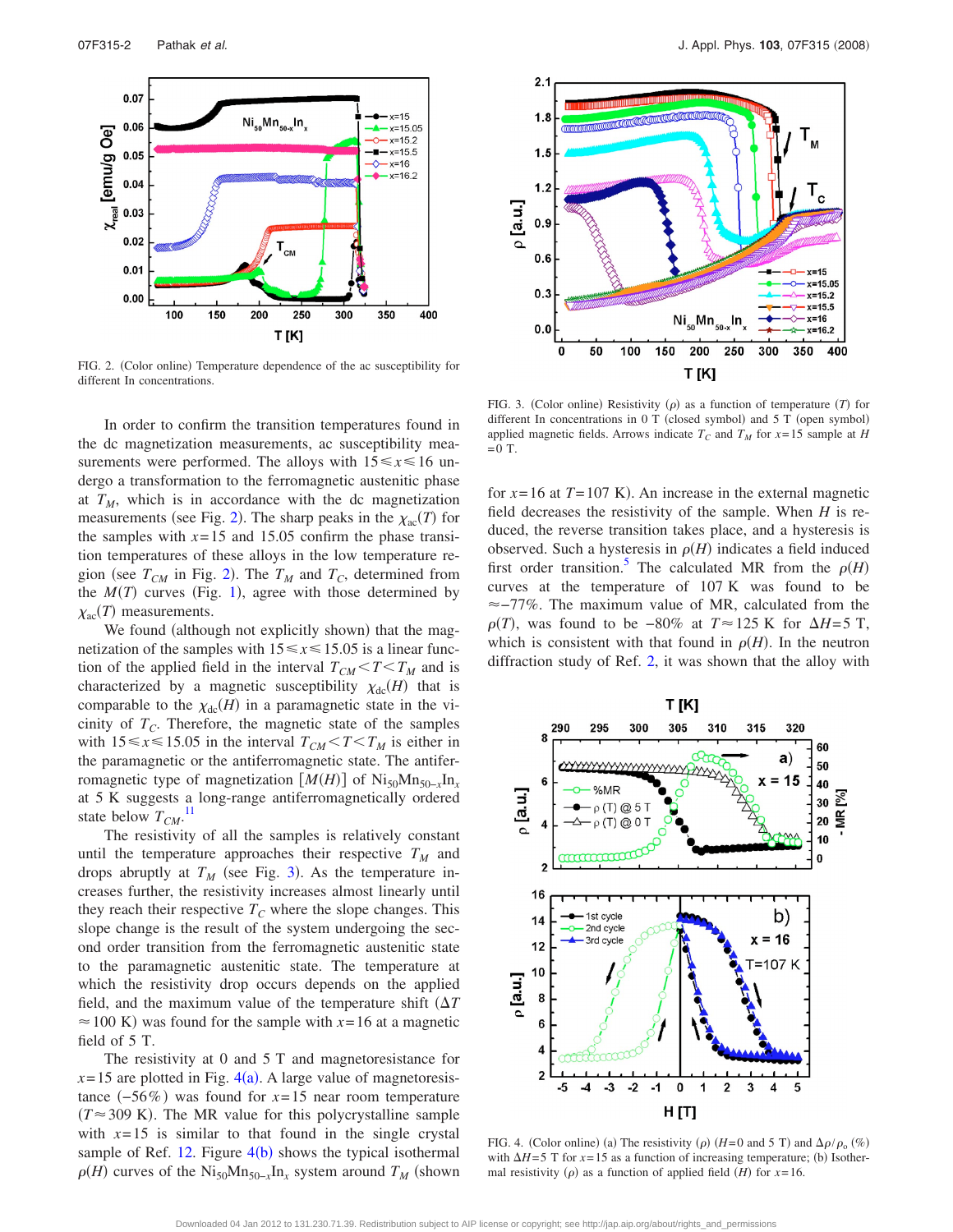FIG. 2. (Color online) Temperature dependence of the ac susceptibility for different In concentrations.

FIG. 3. (Color online) Resistivity ($\rho$) as a function of temperature ($T$) for different In concentrations in 0 T (closed symbol) and 5 T (open symbol) applied magnetic fields. Arrows indicate $T_C$ and $T_M$ for $x=15$ sample at $H=0$ T.

In order to confirm the transition temperatures found in the dc magnetization measurements, ac susceptibility measurements were performed. The alloys with $15 \leq x \leq 16$ undergo a transformation to the ferromagnetic austenitic phase at $T_M$, which is in accordance with the dc magnetization measurements (see Fig. 2). The sharp peaks in the $\chi_{ac}(T)$ for the samples with $x=15$ and 15.05 confirm the phase transition temperatures of these alloys in the low temperature region (see $T_{CM}$ in Fig. 2). The $T_M$ and $T_C$, determined from the $M(T)$ curves (Fig. 1), agree with those determined by $\chi_{ac}(T)$ measurements.

We found (although not explicitly shown) that the magnetization of the samples with $15 \leq x \leq 15.05$ is a linear function of the applied field in the interval $T_{CM} < T < T_M$ and is characterized by a magnetic susceptibility $\chi_{dc}(H)$ that is comparable to the $\chi_{dc}(H)$ in a paramagnetic state in the vicinity of $T_C$. Therefore, the magnetic state of the samples with $15 \leq x \leq 15.05$ in the interval $T_{CM} < T < T_M$ is either in the paramagnetic or the antiferromagnetic state. The antiferromagnetic type of magnetization $[M(H)]$ of $Ni_{50}Mn_{50-x}In_x$ at 5 K suggests a long-range antiferromagnetically ordered state below $T_{CM}$.[11]

The resistivity of all the samples is relatively constant until the temperature approaches their respective $T_M$ and drops abruptly at $T_M$ (see Fig. 3). As the temperature increases further, the resistivity increases almost linearly until they reach their respective $T_C$ where the slope changes. This slope change is the result of the system undergoing the second order transition from the ferromagnetic austenitic state to the paramagnetic austenitic state. The temperature at which the resistivity drop occurs depends on the applied field, and the maximum value of the temperature shift ($\Delta T \approx 100$ K) was found for the sample with $x=16$ at a magnetic field of 5 T.

The resistivity at 0 and 5 T and magnetoresistance for $x=15$ are plotted in Fig. 4(a). A large value of magnetoresistance (−56%) was found for $x=15$ near room temperature ($T \approx 309$ K). The MR value for this polycrystalline sample with $x=15$ is similar to that found in the single crystal sample of Ref. 12. Figure 4(b) shows the typical isothermal $\rho(H)$ curves of the $Ni_{50}Mn_{50-x}In_x$ system around $T_M$ (shown for $x=16$ at $T=107$ K). An increase in the external magnetic field decreases the resistivity of the sample. When $H$ is reduced, the reverse transition takes place, and a hysteresis is observed. Such a hysteresis in $\rho(H)$ indicates a field induced first order transition.[5] The calculated MR from the $\rho(H)$ curves at the temperature of 107 K was found to be $\approx -77\%$. The maximum value of MR, calculated from the $\rho(T)$, was found to be −80% at $T \approx 125$ K for $\Delta H = 5$ T, which is consistent with that found in $\rho(H)$. In the neutron diffraction study of Ref. 2, it was shown that the alloy with

FIG. 4. (Color online) (a) The resistivity ($\rho$) ($H=0$ and 5 T) and $\Delta\rho/\rho_o$ (%) with $\Delta H=5$ T for $x=15$ as a function of increasing temperature; (b) Isothermal resistivity ($\rho$) as a function of applied field ($H$) for $x=16$.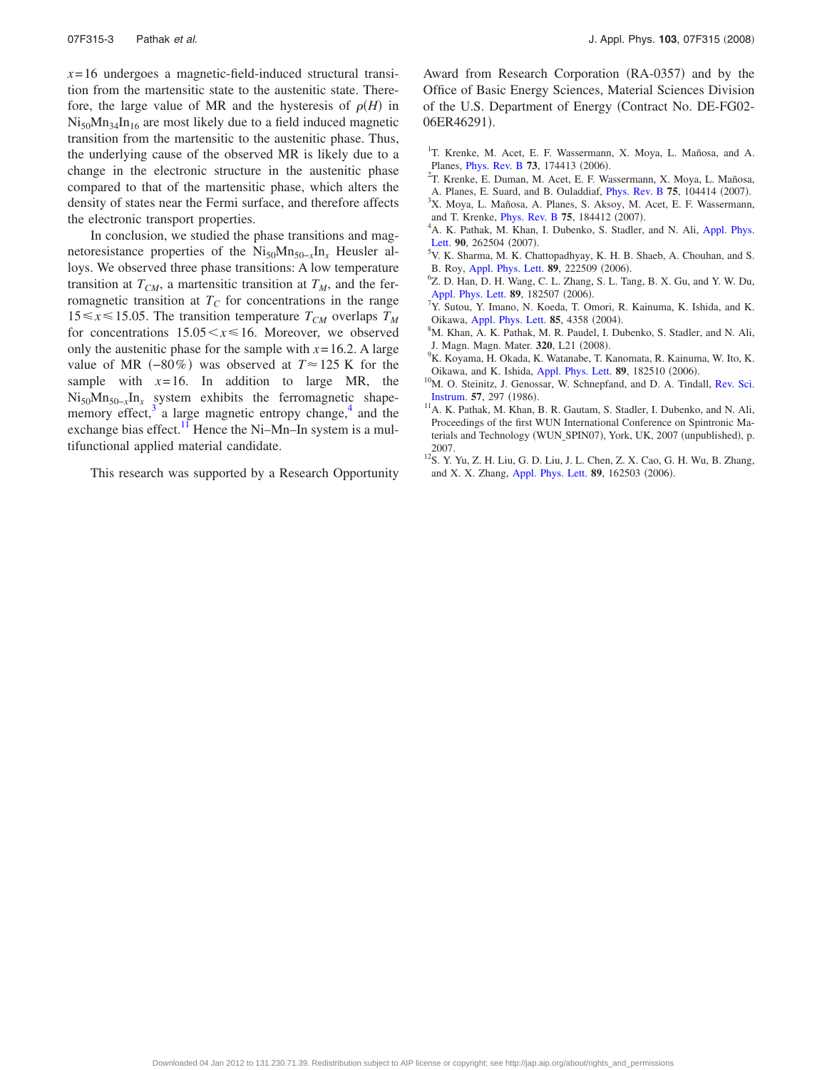$x=16$ undergoes a magnetic-field-induced structural transition from the martensitic state to the austenitic state. Therefore, the large value of MR and the hysteresis of $\rho(H)$ in $Ni_{50}Mn_{34}In_{16}$ are most likely due to a field induced magnetic transition from the martensitic to the austenitic phase. Thus, the underlying cause of the observed MR is likely due to a change in the electronic structure in the austenitic phase compared to that of the martensitic phase, which alters the density of states near the Fermi surface, and therefore affects the electronic transport properties.

In conclusion, we studied the phase transitions and magnetoresistance properties of the $Ni_{50}Mn_{50-x}In_x$ Heusler alloys. We observed three phase transitions: A low temperature transition at $T_{CM}$, a martensitic transition at $T_M$, and the ferromagnetic transition at $T_C$ for concentrations in the range $15 \leq x \leq 15.05$. The transition temperature $T_{CM}$ overlaps $T_M$ for concentrations $15.05 < x \leq 16$. Moreover, we observed only the austenitic phase for the sample with $x=16.2$. A large value of MR ($-80\%$) was observed at $T \approx 125$ K for the sample with $x=16$. In addition to large MR, the $Ni_{50}Mn_{50-x}In_x$ system exhibits the ferromagnetic shape-memory effect,[3] a large magnetic entropy change,[4] and the exchange bias effect.[11] Hence the Ni–Mn–In system is a multifunctional applied material candidate.

This research was supported by a Research Opportunity Award from Research Corporation (RA-0357) and by the Office of Basic Energy Sciences, Material Sciences Division of the U.S. Department of Energy (Contract No. DE-FG02-06ER46291).

[1] T. Krenke, M. Acet, E. F. Wassermann, X. Moya, L. Mañosa, and A. Planes, Phys. Rev. B **73**, 174413 (2006).
[2] T. Krenke, E. Duman, M. Acet, E. F. Wassermann, X. Moya, L. Mañosa, A. Planes, E. Suard, and B. Ouladdiaf, Phys. Rev. B **75**, 104414 (2007).
[3] X. Moya, L. Mañosa, A. Planes, S. Aksoy, M. Acet, E. F. Wassermann, and T. Krenke, Phys. Rev. B **75**, 184412 (2007).
[4] A. K. Pathak, M. Khan, I. Dubenko, S. Stadler, and N. Ali, Appl. Phys. Lett. **90**, 262504 (2007).
[5] V. K. Sharma, M. K. Chattopadhyay, K. H. B. Shaeb, A. Chouhan, and S. B. Roy, Appl. Phys. Lett. **89**, 222509 (2006).
[6] Z. D. Han, D. H. Wang, C. L. Zhang, S. L. Tang, B. X. Gu, and Y. W. Du, Appl. Phys. Lett. **89**, 182507 (2006).
[7] Y. Sutou, Y. Imano, N. Koeda, T. Omori, R. Kainuma, K. Ishida, and K. Oikawa, Appl. Phys. Lett. **85**, 4358 (2004).
[8] M. Khan, A. K. Pathak, M. R. Paudel, I. Dubenko, S. Stadler, and N. Ali, J. Magn. Magn. Mater. **320**, L21 (2008).
[9] K. Koyama, H. Okada, K. Watanabe, T. Kanomata, R. Kainuma, W. Ito, K. Oikawa, and K. Ishida, Appl. Phys. Lett. **89**, 182510 (2006).
[10] M. O. Steinitz, J. Genossar, W. Schnepfand, and D. A. Tindall, Rev. Sci. Instrum. **57**, 297 (1986).
[11] A. K. Pathak, M. Khan, B. R. Gautam, S. Stadler, I. Dubenko, and N. Ali, Proceedings of the first WUN International Conference on Spintronic Materials and Technology (WUN_SPIN07), York, UK, 2007 (unpublished), p. 2007.
[12] S. Y. Yu, Z. H. Liu, G. D. Liu, J. L. Chen, Z. X. Cao, G. H. Wu, B. Zhang, and X. X. Zhang, Appl. Phys. Lett. **89**, 162503 (2006).